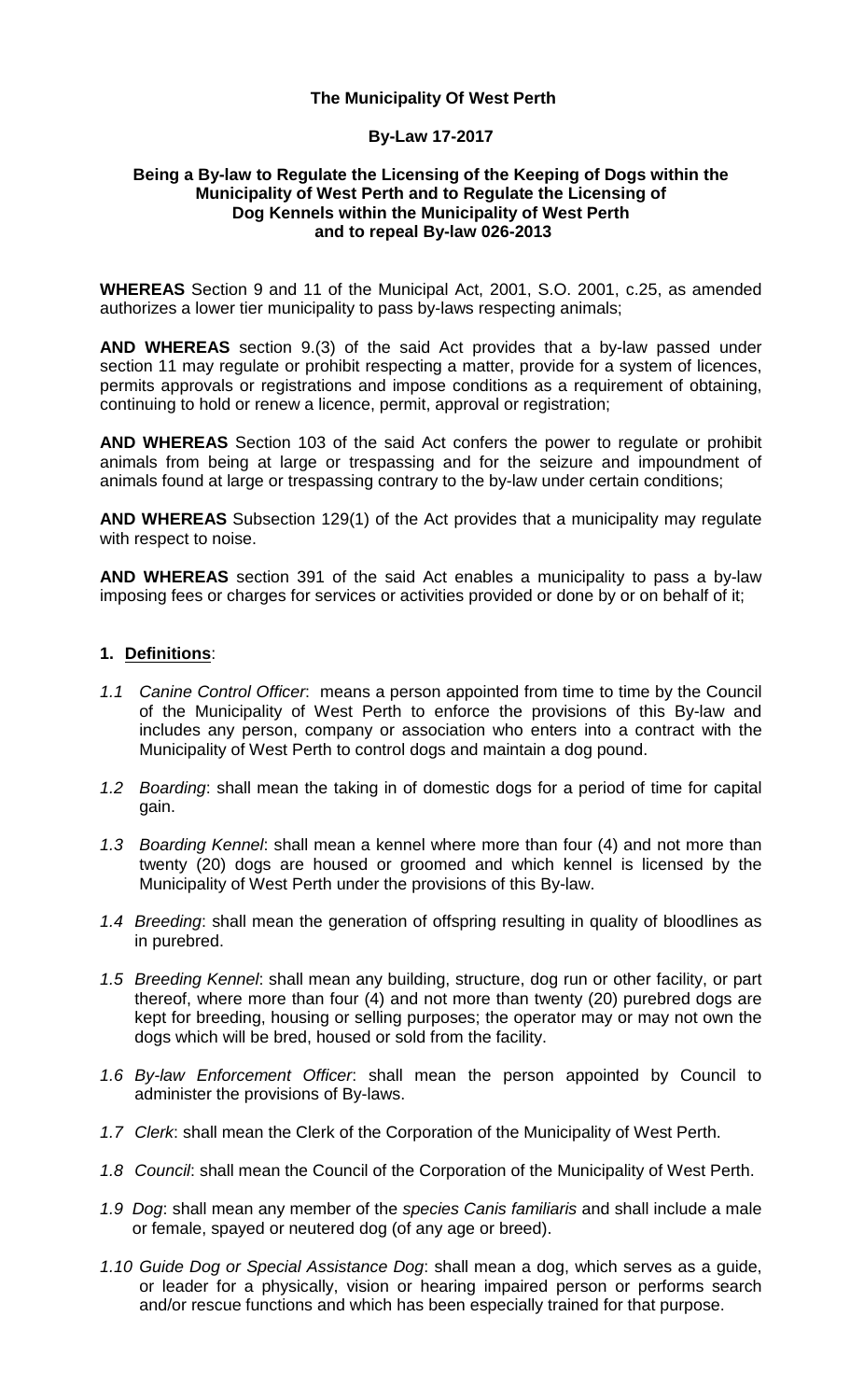**The Municipality Of West Perth**

**By-Law 17-2017**

**Being a By-law to Regulate the Licensing of the Keeping of Dogs within the Municipality of West Perth and to Regulate the Licensing of Dog Kennels within the Municipality of West Perth and to repeal By-law 026-2013**

**WHEREAS** Section 9 and 11 of the Municipal Act, 2001, S.O. 2001, c.25, as amended authorizes a lower tier municipality to pass by-laws respecting animals;

**AND WHEREAS** section 9.(3) of the said Act provides that a by-law passed under section 11 may regulate or prohibit respecting a matter, provide for a system of licences, permits approvals or registrations and impose conditions as a requirement of obtaining, continuing to hold or renew a licence, permit, approval or registration;

**AND WHEREAS** Section 103 of the said Act confers the power to regulate or prohibit animals from being at large or trespassing and for the seizure and impoundment of animals found at large or trespassing contrary to the by-law under certain conditions;

**AND WHEREAS** Subsection 129(1) of the Act provides that a municipality may regulate with respect to noise.

**AND WHEREAS** section 391 of the said Act enables a municipality to pass a by-law imposing fees or charges for services or activities provided or done by or on behalf of it;

**1. Definitions**:

*1.1 Canine Control Officer*: means a person appointed from time to time by the Council of the Municipality of West Perth to enforce the provisions of this By-law and includes any person, company or association who enters into a contract with the Municipality of West Perth to control dogs and maintain a dog pound.

*1.2 Boarding*: shall mean the taking in of domestic dogs for a period of time for capital gain.

*1.3 Boarding Kennel*: shall mean a kennel where more than four (4) and not more than twenty (20) dogs are housed or groomed and which kennel is licensed by the Municipality of West Perth under the provisions of this By-law.

*1.4 Breeding*: shall mean the generation of offspring resulting in quality of bloodlines as in purebred.

*1.5 Breeding Kennel*: shall mean any building, structure, dog run or other facility, or part thereof, where more than four (4) and not more than twenty (20) purebred dogs are kept for breeding, housing or selling purposes; the operator may or may not own the dogs which will be bred, housed or sold from the facility.

*1.6 By-law Enforcement Officer*: shall mean the person appointed by Council to administer the provisions of By-laws.

*1.7 Clerk*: shall mean the Clerk of the Corporation of the Municipality of West Perth.

*1.8 Council*: shall mean the Council of the Corporation of the Municipality of West Perth.

*1.9 Dog*: shall mean any member of the *species Canis familiaris* and shall include a male or female, spayed or neutered dog (of any age or breed).

*1.10 Guide Dog or Special Assistance Dog*: shall mean a dog, which serves as a guide, or leader for a physically, vision or hearing impaired person or performs search and/or rescue functions and which has been especially trained for that purpose.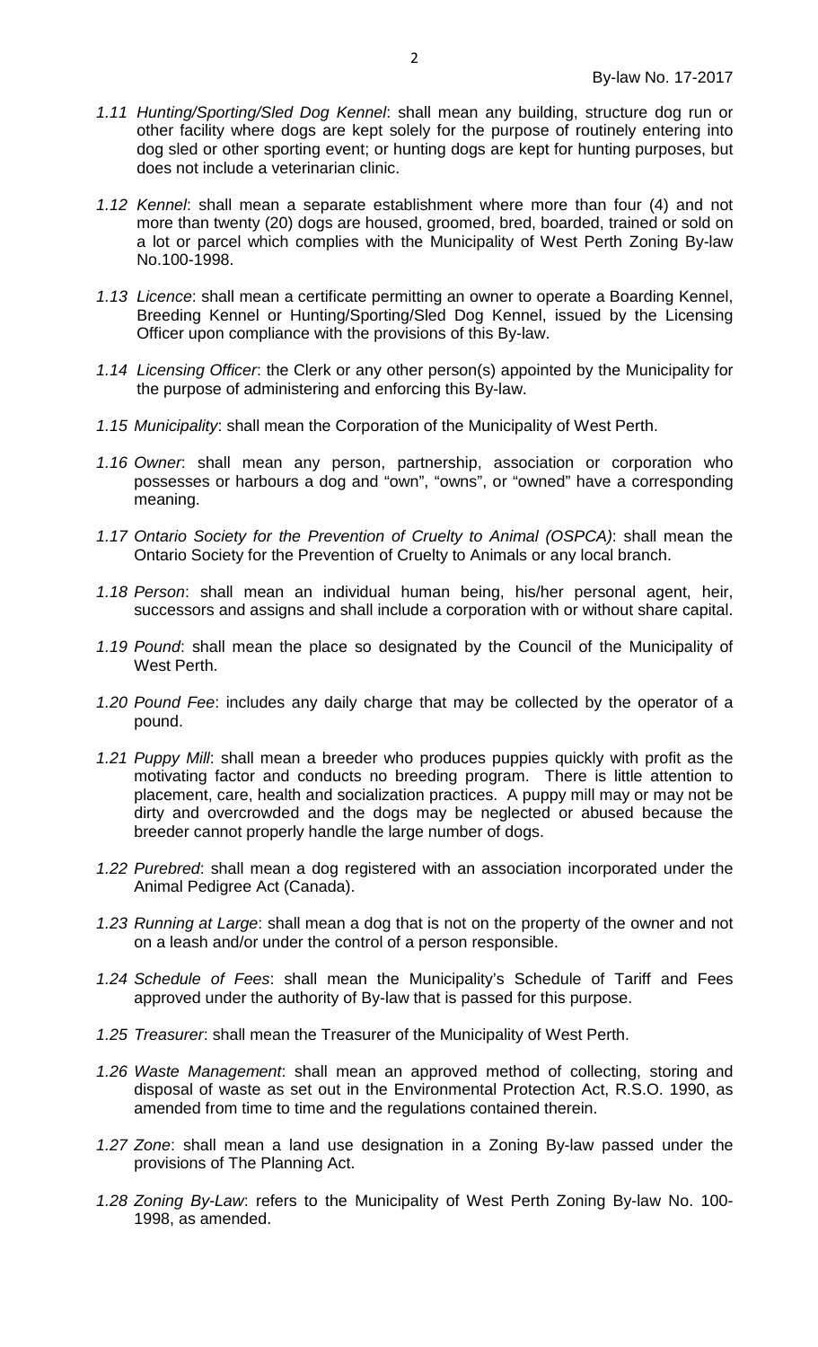1.11 *Hunting/Sporting/Sled Dog Kennel*: shall mean any building, structure dog run or other facility where dogs are kept solely for the purpose of routinely entering into dog sled or other sporting event; or hunting dogs are kept for hunting purposes, but does not include a veterinarian clinic.

1.12 *Kennel*: shall mean a separate establishment where more than four (4) and not more than twenty (20) dogs are housed, groomed, bred, boarded, trained or sold on a lot or parcel which complies with the Municipality of West Perth Zoning By-law No.100-1998.

1.13 *Licence*: shall mean a certificate permitting an owner to operate a Boarding Kennel, Breeding Kennel or Hunting/Sporting/Sled Dog Kennel, issued by the Licensing Officer upon compliance with the provisions of this By-law.

1.14 *Licensing Officer*: the Clerk or any other person(s) appointed by the Municipality for the purpose of administering and enforcing this By-law.

1.15 *Municipality*: shall mean the Corporation of the Municipality of West Perth.

1.16 *Owner*: shall mean any person, partnership, association or corporation who possesses or harbours a dog and "own", "owns", or "owned" have a corresponding meaning.

1.17 *Ontario Society for the Prevention of Cruelty to Animal (OSPCA)*: shall mean the Ontario Society for the Prevention of Cruelty to Animals or any local branch.

1.18 *Person*: shall mean an individual human being, his/her personal agent, heir, successors and assigns and shall include a corporation with or without share capital.

1.19 *Pound*: shall mean the place so designated by the Council of the Municipality of West Perth.

1.20 *Pound Fee*: includes any daily charge that may be collected by the operator of a pound.

1.21 *Puppy Mill*: shall mean a breeder who produces puppies quickly with profit as the motivating factor and conducts no breeding program. There is little attention to placement, care, health and socialization practices. A puppy mill may or may not be dirty and overcrowded and the dogs may be neglected or abused because the breeder cannot properly handle the large number of dogs.

1.22 *Purebred*: shall mean a dog registered with an association incorporated under the Animal Pedigree Act (Canada).

1.23 *Running at Large*: shall mean a dog that is not on the property of the owner and not on a leash and/or under the control of a person responsible.

1.24 *Schedule of Fees*: shall mean the Municipality's Schedule of Tariff and Fees approved under the authority of By-law that is passed for this purpose.

1.25 *Treasurer*: shall mean the Treasurer of the Municipality of West Perth.

1.26 *Waste Management*: shall mean an approved method of collecting, storing and disposal of waste as set out in the Environmental Protection Act, R.S.O. 1990, as amended from time to time and the regulations contained therein.

1.27 *Zone*: shall mean a land use designation in a Zoning By-law passed under the provisions of The Planning Act.

1.28 *Zoning By-Law*: refers to the Municipality of West Perth Zoning By-law No. 100-1998, as amended.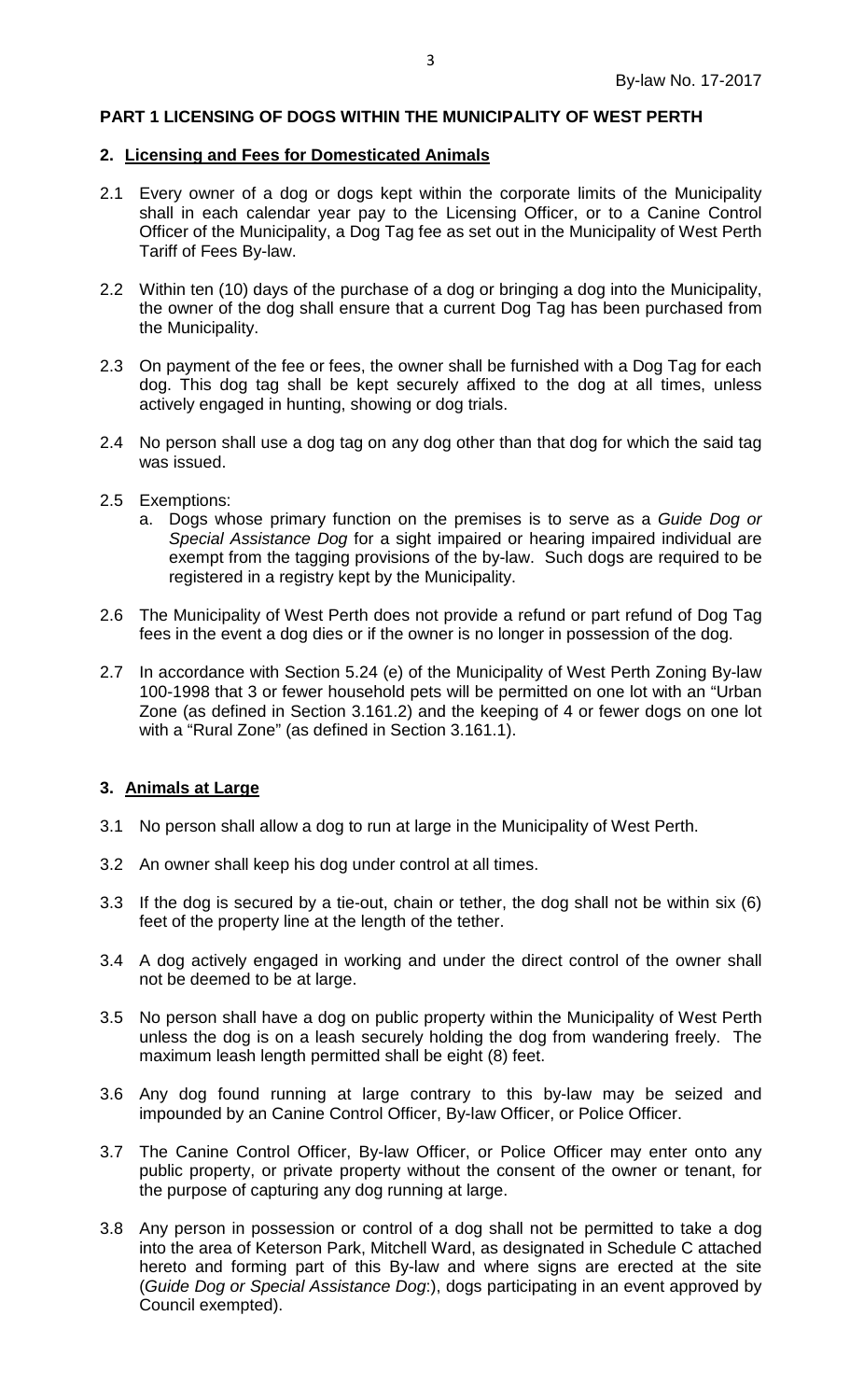## PART 1 LICENSING OF DOGS WITHIN THE MUNICIPALITY OF WEST PERTH

### 2. Licensing and Fees for Domesticated Animals

2.1 Every owner of a dog or dogs kept within the corporate limits of the Municipality shall in each calendar year pay to the Licensing Officer, or to a Canine Control Officer of the Municipality, a Dog Tag fee as set out in the Municipality of West Perth Tariff of Fees By-law.

2.2 Within ten (10) days of the purchase of a dog or bringing a dog into the Municipality, the owner of the dog shall ensure that a current Dog Tag has been purchased from the Municipality.

2.3 On payment of the fee or fees, the owner shall be furnished with a Dog Tag for each dog. This dog tag shall be kept securely affixed to the dog at all times, unless actively engaged in hunting, showing or dog trials.

2.4 No person shall use a dog tag on any dog other than that dog for which the said tag was issued.

2.5 Exemptions:

a. Dogs whose primary function on the premises is to serve as a *Guide Dog or Special Assistance Dog* for a sight impaired or hearing impaired individual are exempt from the tagging provisions of the by-law. Such dogs are required to be registered in a registry kept by the Municipality.

2.6 The Municipality of West Perth does not provide a refund or part refund of Dog Tag fees in the event a dog dies or if the owner is no longer in possession of the dog.

2.7 In accordance with Section 5.24 (e) of the Municipality of West Perth Zoning By-law 100-1998 that 3 or fewer household pets will be permitted on one lot with an "Urban Zone (as defined in Section 3.161.2) and the keeping of 4 or fewer dogs on one lot with a "Rural Zone" (as defined in Section 3.161.1).

### 3. Animals at Large

3.1 No person shall allow a dog to run at large in the Municipality of West Perth.

3.2 An owner shall keep his dog under control at all times.

3.3 If the dog is secured by a tie-out, chain or tether, the dog shall not be within six (6) feet of the property line at the length of the tether.

3.4 A dog actively engaged in working and under the direct control of the owner shall not be deemed to be at large.

3.5 No person shall have a dog on public property within the Municipality of West Perth unless the dog is on a leash securely holding the dog from wandering freely. The maximum leash length permitted shall be eight (8) feet.

3.6 Any dog found running at large contrary to this by-law may be seized and impounded by an Canine Control Officer, By-law Officer, or Police Officer.

3.7 The Canine Control Officer, By-law Officer, or Police Officer may enter onto any public property, or private property without the consent of the owner or tenant, for the purpose of capturing any dog running at large.

3.8 Any person in possession or control of a dog shall not be permitted to take a dog into the area of Keterson Park, Mitchell Ward, as designated in Schedule C attached hereto and forming part of this By-law and where signs are erected at the site (*Guide Dog or Special Assistance Dog*:), dogs participating in an event approved by Council exempted).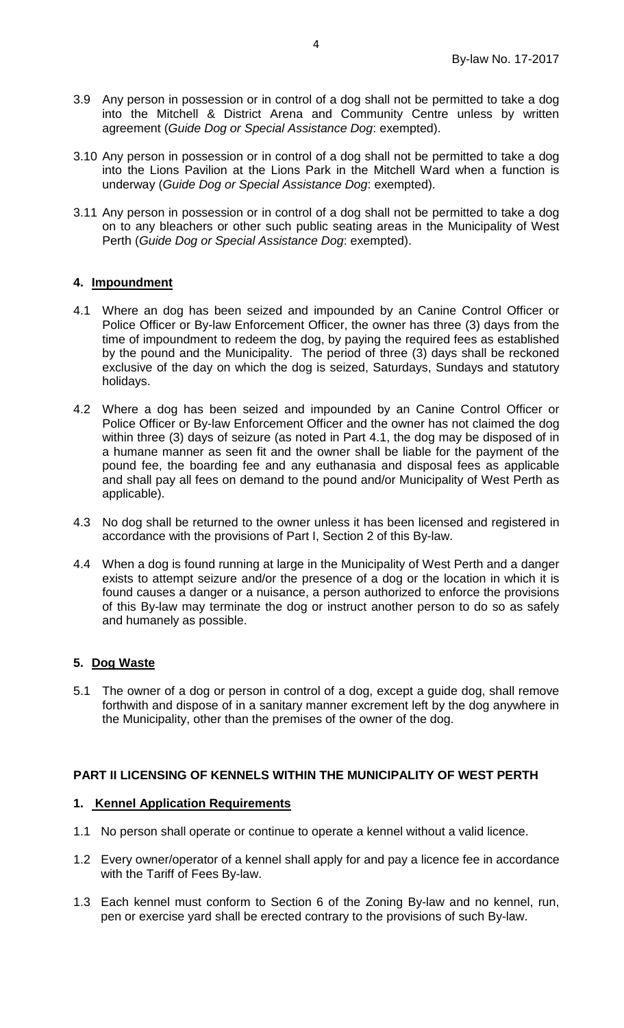3.9 Any person in possession or in control of a dog shall not be permitted to take a dog into the Mitchell & District Arena and Community Centre unless by written agreement (*Guide Dog or Special Assistance Dog*: exempted).

3.10 Any person in possession or in control of a dog shall not be permitted to take a dog into the Lions Pavilion at the Lions Park in the Mitchell Ward when a function is underway (*Guide Dog or Special Assistance Dog*: exempted).

3.11 Any person in possession or in control of a dog shall not be permitted to take a dog on to any bleachers or other such public seating areas in the Municipality of West Perth (*Guide Dog or Special Assistance Dog*: exempted).

### 4. Impoundment

4.1 Where an dog has been seized and impounded by an Canine Control Officer or Police Officer or By-law Enforcement Officer, the owner has three (3) days from the time of impoundment to redeem the dog, by paying the required fees as established by the pound and the Municipality. The period of three (3) days shall be reckoned exclusive of the day on which the dog is seized, Saturdays, Sundays and statutory holidays.

4.2 Where a dog has been seized and impounded by an Canine Control Officer or Police Officer or By-law Enforcement Officer and the owner has not claimed the dog within three (3) days of seizure (as noted in Part 4.1, the dog may be disposed of in a humane manner as seen fit and the owner shall be liable for the payment of the pound fee, the boarding fee and any euthanasia and disposal fees as applicable and shall pay all fees on demand to the pound and/or Municipality of West Perth as applicable).

4.3 No dog shall be returned to the owner unless it has been licensed and registered in accordance with the provisions of Part I, Section 2 of this By-law.

4.4 When a dog is found running at large in the Municipality of West Perth and a danger exists to attempt seizure and/or the presence of a dog or the location in which it is found causes a danger or a nuisance, a person authorized to enforce the provisions of this By-law may terminate the dog or instruct another person to do so as safely and humanely as possible.

### 5. Dog Waste

5.1 The owner of a dog or person in control of a dog, except a guide dog, shall remove forthwith and dispose of in a sanitary manner excrement left by the dog anywhere in the Municipality, other than the premises of the owner of the dog.

## PART II LICENSING OF KENNELS WITHIN THE MUNICIPALITY OF WEST PERTH

### 1. Kennel Application Requirements

1.1 No person shall operate or continue to operate a kennel without a valid licence.

1.2 Every owner/operator of a kennel shall apply for and pay a licence fee in accordance with the Tariff of Fees By-law.

1.3 Each kennel must conform to Section 6 of the Zoning By-law and no kennel, run, pen or exercise yard shall be erected contrary to the provisions of such By-law.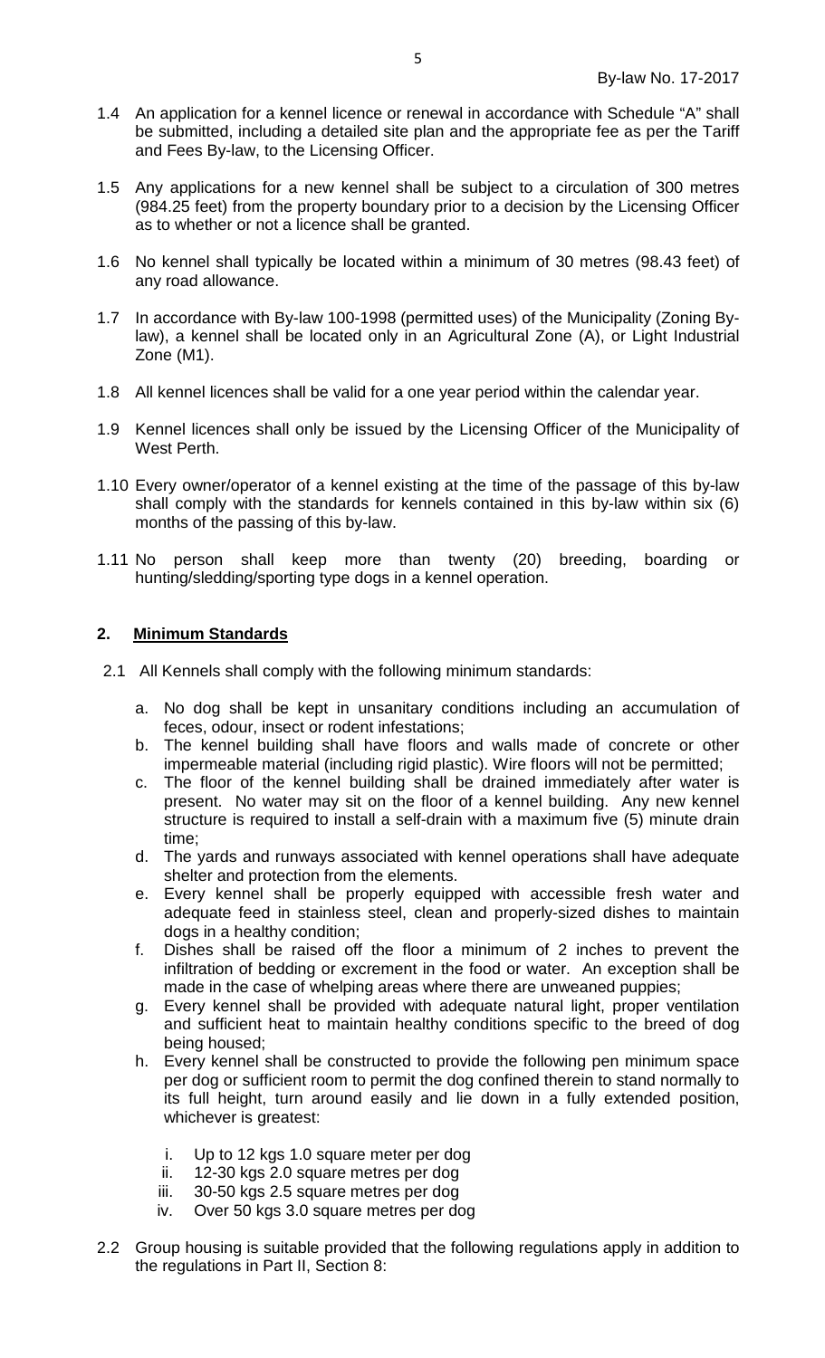1.4 An application for a kennel licence or renewal in accordance with Schedule "A" shall be submitted, including a detailed site plan and the appropriate fee as per the Tariff and Fees By-law, to the Licensing Officer.

1.5 Any applications for a new kennel shall be subject to a circulation of 300 metres (984.25 feet) from the property boundary prior to a decision by the Licensing Officer as to whether or not a licence shall be granted.

1.6 No kennel shall typically be located within a minimum of 30 metres (98.43 feet) of any road allowance.

1.7 In accordance with By-law 100-1998 (permitted uses) of the Municipality (Zoning By-law), a kennel shall be located only in an Agricultural Zone (A), or Light Industrial Zone (M1).

1.8 All kennel licences shall be valid for a one year period within the calendar year.

1.9 Kennel licences shall only be issued by the Licensing Officer of the Municipality of West Perth.

1.10 Every owner/operator of a kennel existing at the time of the passage of this by-law shall comply with the standards for kennels contained in this by-law within six (6) months of the passing of this by-law.

1.11 No person shall keep more than twenty (20) breeding, boarding or hunting/sledding/sporting type dogs in a kennel operation.

## 2. Minimum Standards

2.1 All Kennels shall comply with the following minimum standards:

a. No dog shall be kept in unsanitary conditions including an accumulation of feces, odour, insect or rodent infestations;
b. The kennel building shall have floors and walls made of concrete or other impermeable material (including rigid plastic). Wire floors will not be permitted;
c. The floor of the kennel building shall be drained immediately after water is present. No water may sit on the floor of a kennel building. Any new kennel structure is required to install a self-drain with a maximum five (5) minute drain time;
d. The yards and runways associated with kennel operations shall have adequate shelter and protection from the elements.
e. Every kennel shall be properly equipped with accessible fresh water and adequate feed in stainless steel, clean and properly-sized dishes to maintain dogs in a healthy condition;
f. Dishes shall be raised off the floor a minimum of 2 inches to prevent the infiltration of bedding or excrement in the food or water. An exception shall be made in the case of whelping areas where there are unweaned puppies;
g. Every kennel shall be provided with adequate natural light, proper ventilation and sufficient heat to maintain healthy conditions specific to the breed of dog being housed;
h. Every kennel shall be constructed to provide the following pen minimum space per dog or sufficient room to permit the dog confined therein to stand normally to its full height, turn around easily and lie down in a fully extended position, whichever is greatest:

    i. Up to 12 kgs 1.0 square meter per dog
    ii. 12-30 kgs 2.0 square metres per dog
    iii. 30-50 kgs 2.5 square metres per dog
    iv. Over 50 kgs 3.0 square metres per dog

2.2 Group housing is suitable provided that the following regulations apply in addition to the regulations in Part II, Section 8: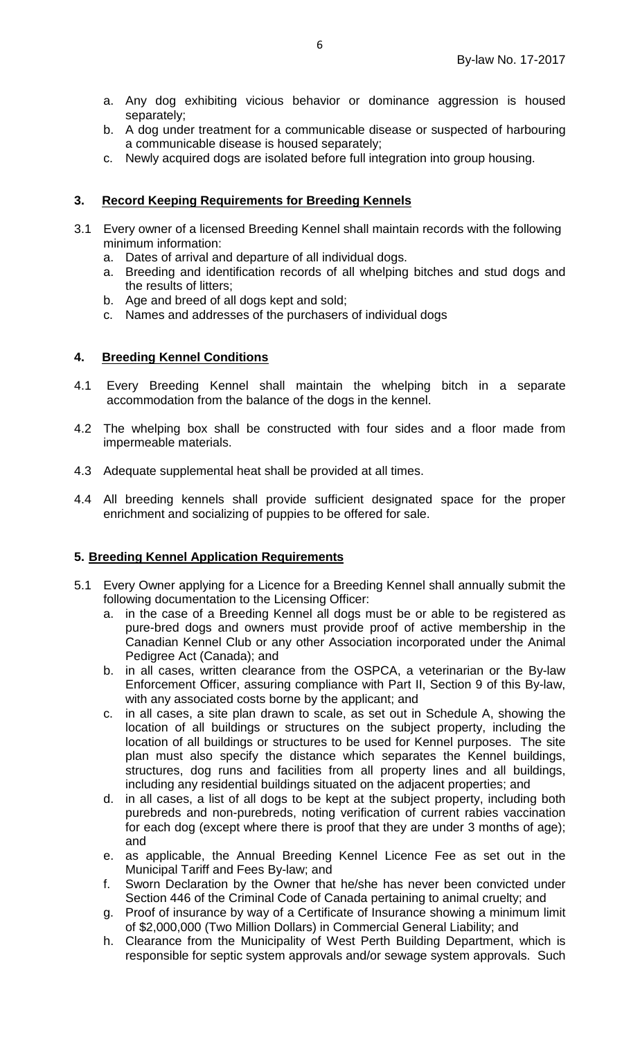a. Any dog exhibiting vicious behavior or dominance aggression is housed separately;
b. A dog under treatment for a communicable disease or suspected of harbouring a communicable disease is housed separately;
c. Newly acquired dogs are isolated before full integration into group housing.

### 3. Record Keeping Requirements for Breeding Kennels

3.1 Every owner of a licensed Breeding Kennel shall maintain records with the following minimum information:

a. Dates of arrival and departure of all individual dogs.
a. Breeding and identification records of all whelping bitches and stud dogs and the results of litters;
b. Age and breed of all dogs kept and sold;
c. Names and addresses of the purchasers of individual dogs

### 4. Breeding Kennel Conditions

4.1 Every Breeding Kennel shall maintain the whelping bitch in a separate accommodation from the balance of the dogs in the kennel.

4.2 The whelping box shall be constructed with four sides and a floor made from impermeable materials.

4.3 Adequate supplemental heat shall be provided at all times.

4.4 All breeding kennels shall provide sufficient designated space for the proper enrichment and socializing of puppies to be offered for sale.

### 5. Breeding Kennel Application Requirements

5.1 Every Owner applying for a Licence for a Breeding Kennel shall annually submit the following documentation to the Licensing Officer:

a. in the case of a Breeding Kennel all dogs must be or able to be registered as pure-bred dogs and owners must provide proof of active membership in the Canadian Kennel Club or any other Association incorporated under the Animal Pedigree Act (Canada); and
b. in all cases, written clearance from the OSPCA, a veterinarian or the By-law Enforcement Officer, assuring compliance with Part II, Section 9 of this By-law, with any associated costs borne by the applicant; and
c. in all cases, a site plan drawn to scale, as set out in Schedule A, showing the location of all buildings or structures on the subject property, including the location of all buildings or structures to be used for Kennel purposes. The site plan must also specify the distance which separates the Kennel buildings, structures, dog runs and facilities from all property lines and all buildings, including any residential buildings situated on the adjacent properties; and
d. in all cases, a list of all dogs to be kept at the subject property, including both purebreds and non-purebreds, noting verification of current rabies vaccination for each dog (except where there is proof that they are under 3 months of age); and
e. as applicable, the Annual Breeding Kennel Licence Fee as set out in the Municipal Tariff and Fees By-law; and
f. Sworn Declaration by the Owner that he/she has never been convicted under Section 446 of the Criminal Code of Canada pertaining to animal cruelty; and
g. Proof of insurance by way of a Certificate of Insurance showing a minimum limit of $2,000,000 (Two Million Dollars) in Commercial General Liability; and
h. Clearance from the Municipality of West Perth Building Department, which is responsible for septic system approvals and/or sewage system approvals. Such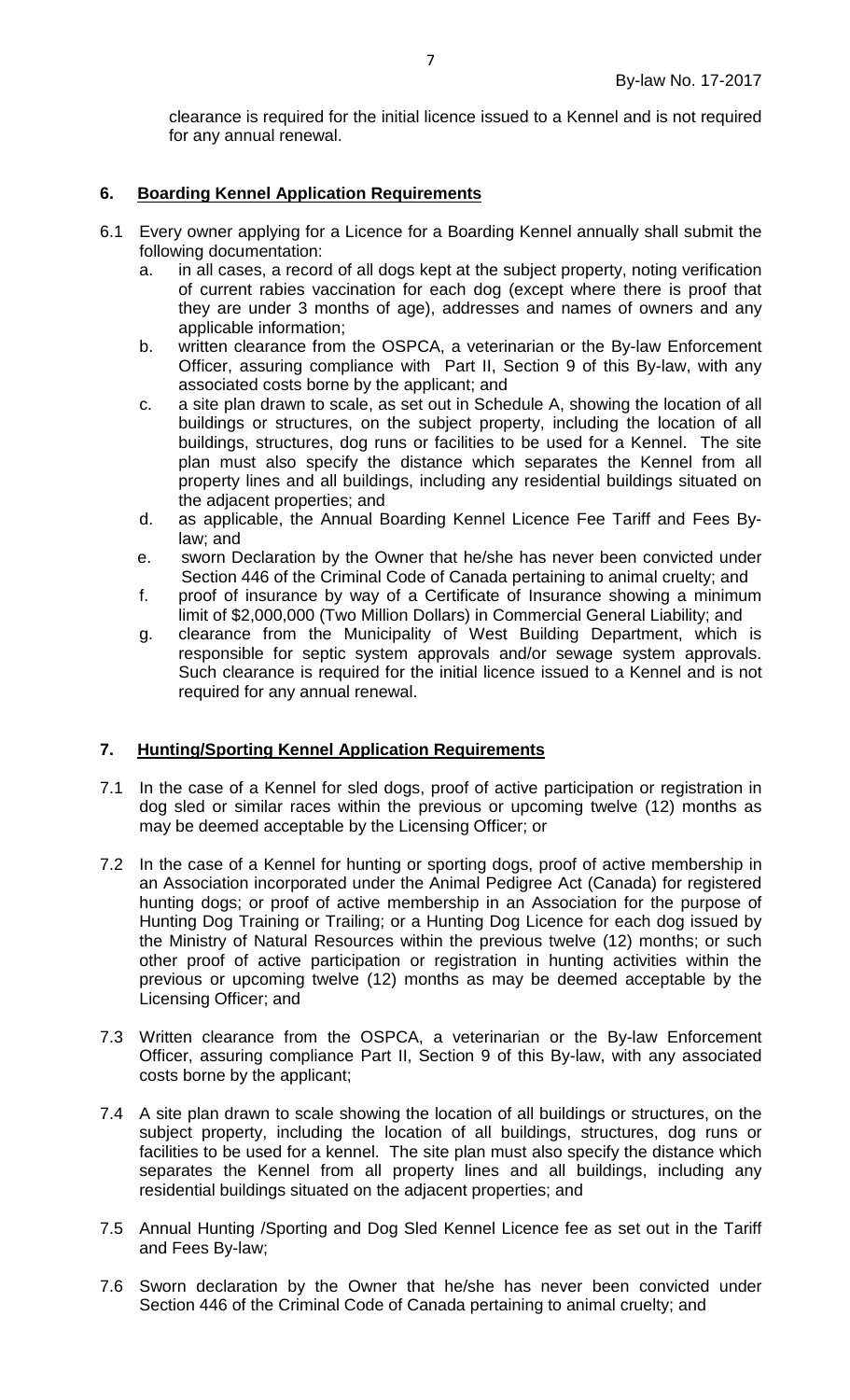clearance is required for the initial licence issued to a Kennel and is not required for any annual renewal.

## 6. Boarding Kennel Application Requirements

6.1 Every owner applying for a Licence for a Boarding Kennel annually shall submit the following documentation:

a. in all cases, a record of all dogs kept at the subject property, noting verification of current rabies vaccination for each dog (except where there is proof that they are under 3 months of age), addresses and names of owners and any applicable information;

b. written clearance from the OSPCA, a veterinarian or the By-law Enforcement Officer, assuring compliance with Part II, Section 9 of this By-law, with any associated costs borne by the applicant; and

c. a site plan drawn to scale, as set out in Schedule A, showing the location of all buildings or structures, on the subject property, including the location of all buildings, structures, dog runs or facilities to be used for a Kennel. The site plan must also specify the distance which separates the Kennel from all property lines and all buildings, including any residential buildings situated on the adjacent properties; and

d. as applicable, the Annual Boarding Kennel Licence Fee Tariff and Fees By-law; and

e. sworn Declaration by the Owner that he/she has never been convicted under Section 446 of the Criminal Code of Canada pertaining to animal cruelty; and

f. proof of insurance by way of a Certificate of Insurance showing a minimum limit of $2,000,000 (Two Million Dollars) in Commercial General Liability; and

g. clearance from the Municipality of West Building Department, which is responsible for septic system approvals and/or sewage system approvals. Such clearance is required for the initial licence issued to a Kennel and is not required for any annual renewal.

## 7. Hunting/Sporting Kennel Application Requirements

7.1 In the case of a Kennel for sled dogs, proof of active participation or registration in dog sled or similar races within the previous or upcoming twelve (12) months as may be deemed acceptable by the Licensing Officer; or

7.2 In the case of a Kennel for hunting or sporting dogs, proof of active membership in an Association incorporated under the Animal Pedigree Act (Canada) for registered hunting dogs; or proof of active membership in an Association for the purpose of Hunting Dog Training or Trailing; or a Hunting Dog Licence for each dog issued by the Ministry of Natural Resources within the previous twelve (12) months; or such other proof of active participation or registration in hunting activities within the previous or upcoming twelve (12) months as may be deemed acceptable by the Licensing Officer; and

7.3 Written clearance from the OSPCA, a veterinarian or the By-law Enforcement Officer, assuring compliance Part II, Section 9 of this By-law, with any associated costs borne by the applicant;

7.4 A site plan drawn to scale showing the location of all buildings or structures, on the subject property, including the location of all buildings, structures, dog runs or facilities to be used for a kennel. The site plan must also specify the distance which separates the Kennel from all property lines and all buildings, including any residential buildings situated on the adjacent properties; and

7.5 Annual Hunting /Sporting and Dog Sled Kennel Licence fee as set out in the Tariff and Fees By-law;

7.6 Sworn declaration by the Owner that he/she has never been convicted under Section 446 of the Criminal Code of Canada pertaining to animal cruelty; and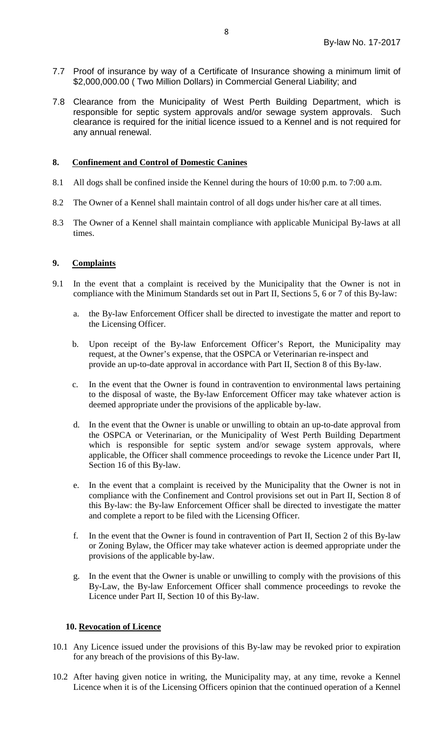7.7 Proof of insurance by way of a Certificate of Insurance showing a minimum limit of $2,000,000.00 ( Two Million Dollars) in Commercial General Liability; and

7.8 Clearance from the Municipality of West Perth Building Department, which is responsible for septic system approvals and/or sewage system approvals. Such clearance is required for the initial licence issued to a Kennel and is not required for any annual renewal.

## 8. Confinement and Control of Domestic Canines

8.1 All dogs shall be confined inside the Kennel during the hours of 10:00 p.m. to 7:00 a.m.

8.2 The Owner of a Kennel shall maintain control of all dogs under his/her care at all times.

8.3 The Owner of a Kennel shall maintain compliance with applicable Municipal By-laws at all times.

## 9. Complaints

9.1 In the event that a complaint is received by the Municipality that the Owner is not in compliance with the Minimum Standards set out in Part II, Sections 5, 6 or 7 of this By-law:

a. the By-law Enforcement Officer shall be directed to investigate the matter and report to the Licensing Officer.

b. Upon receipt of the By-law Enforcement Officer's Report, the Municipality may request, at the Owner's expense, that the OSPCA or Veterinarian re-inspect and provide an up-to-date approval in accordance with Part II, Section 8 of this By-law.

c. In the event that the Owner is found in contravention to environmental laws pertaining to the disposal of waste, the By-law Enforcement Officer may take whatever action is deemed appropriate under the provisions of the applicable by-law.

d. In the event that the Owner is unable or unwilling to obtain an up-to-date approval from the OSPCA or Veterinarian, or the Municipality of West Perth Building Department which is responsible for septic system and/or sewage system approvals, where applicable, the Officer shall commence proceedings to revoke the Licence under Part II, Section 16 of this By-law.

e. In the event that a complaint is received by the Municipality that the Owner is not in compliance with the Confinement and Control provisions set out in Part II, Section 8 of this By-law: the By-law Enforcement Officer shall be directed to investigate the matter and complete a report to be filed with the Licensing Officer.

f. In the event that the Owner is found in contravention of Part II, Section 2 of this By-law or Zoning Bylaw, the Officer may take whatever action is deemed appropriate under the provisions of the applicable by-law.

g. In the event that the Owner is unable or unwilling to comply with the provisions of this By-Law, the By-law Enforcement Officer shall commence proceedings to revoke the Licence under Part II, Section 10 of this By-law.

## 10. Revocation of Licence

10.1 Any Licence issued under the provisions of this By-law may be revoked prior to expiration for any breach of the provisions of this By-law.

10.2 After having given notice in writing, the Municipality may, at any time, revoke a Kennel Licence when it is of the Licensing Officers opinion that the continued operation of a Kennel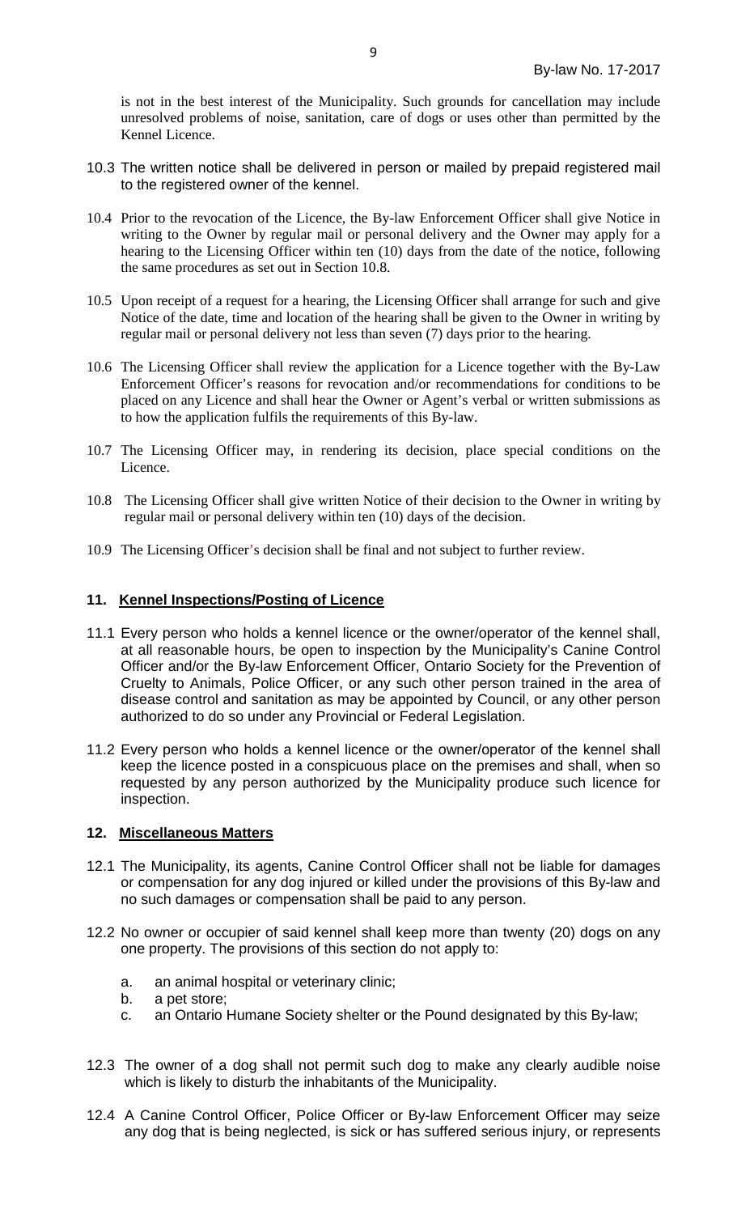is not in the best interest of the Municipality. Such grounds for cancellation may include unresolved problems of noise, sanitation, care of dogs or uses other than permitted by the Kennel Licence.

10.3 The written notice shall be delivered in person or mailed by prepaid registered mail to the registered owner of the kennel.

10.4 Prior to the revocation of the Licence, the By-law Enforcement Officer shall give Notice in writing to the Owner by regular mail or personal delivery and the Owner may apply for a hearing to the Licensing Officer within ten (10) days from the date of the notice, following the same procedures as set out in Section 10.8.

10.5 Upon receipt of a request for a hearing, the Licensing Officer shall arrange for such and give Notice of the date, time and location of the hearing shall be given to the Owner in writing by regular mail or personal delivery not less than seven (7) days prior to the hearing.

10.6 The Licensing Officer shall review the application for a Licence together with the By-Law Enforcement Officer's reasons for revocation and/or recommendations for conditions to be placed on any Licence and shall hear the Owner or Agent's verbal or written submissions as to how the application fulfils the requirements of this By-law.

10.7 The Licensing Officer may, in rendering its decision, place special conditions on the Licence.

10.8 The Licensing Officer shall give written Notice of their decision to the Owner in writing by regular mail or personal delivery within ten (10) days of the decision.

10.9 The Licensing Officer's decision shall be final and not subject to further review.

## 11. Kennel Inspections/Posting of Licence

11.1 Every person who holds a kennel licence or the owner/operator of the kennel shall, at all reasonable hours, be open to inspection by the Municipality's Canine Control Officer and/or the By-law Enforcement Officer, Ontario Society for the Prevention of Cruelty to Animals, Police Officer, or any such other person trained in the area of disease control and sanitation as may be appointed by Council, or any other person authorized to do so under any Provincial or Federal Legislation.

11.2 Every person who holds a kennel licence or the owner/operator of the kennel shall keep the licence posted in a conspicuous place on the premises and shall, when so requested by any person authorized by the Municipality produce such licence for inspection.

## 12. Miscellaneous Matters

12.1 The Municipality, its agents, Canine Control Officer shall not be liable for damages or compensation for any dog injured or killed under the provisions of this By-law and no such damages or compensation shall be paid to any person.

12.2 No owner or occupier of said kennel shall keep more than twenty (20) dogs on any one property. The provisions of this section do not apply to:

a. an animal hospital or veterinary clinic;
b. a pet store;
c. an Ontario Humane Society shelter or the Pound designated by this By-law;

12.3 The owner of a dog shall not permit such dog to make any clearly audible noise which is likely to disturb the inhabitants of the Municipality.

12.4 A Canine Control Officer, Police Officer or By-law Enforcement Officer may seize any dog that is being neglected, is sick or has suffered serious injury, or represents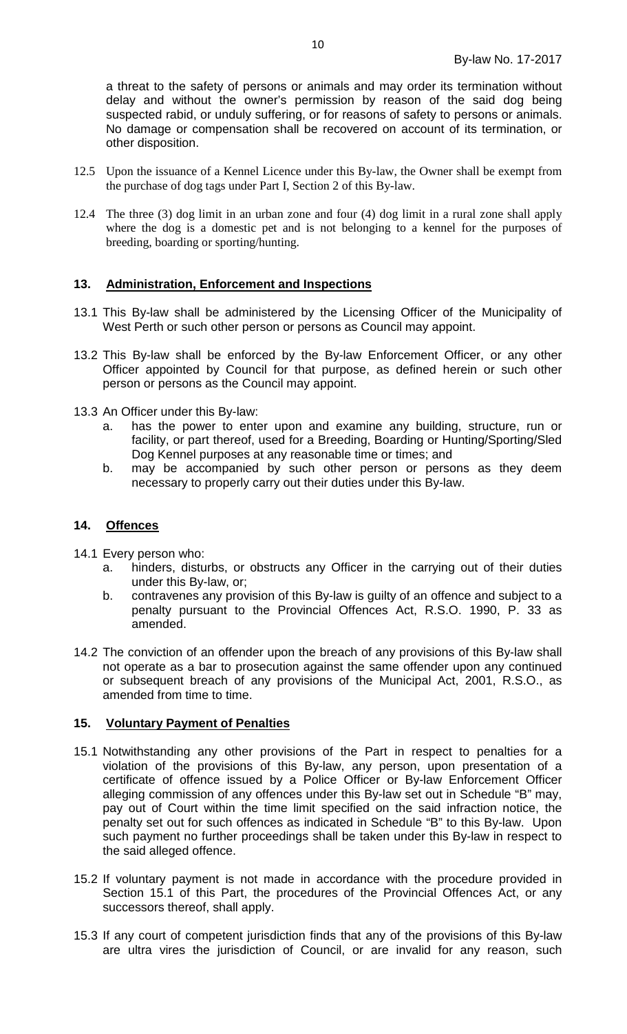a threat to the safety of persons or animals and may order its termination without delay and without the owner's permission by reason of the said dog being suspected rabid, or unduly suffering, or for reasons of safety to persons or animals. No damage or compensation shall be recovered on account of its termination, or other disposition.

12.5 Upon the issuance of a Kennel Licence under this By-law, the Owner shall be exempt from the purchase of dog tags under Part I, Section 2 of this By-law.

12.4 The three (3) dog limit in an urban zone and four (4) dog limit in a rural zone shall apply where the dog is a domestic pet and is not belonging to a kennel for the purposes of breeding, boarding or sporting/hunting.

## 13. Administration, Enforcement and Inspections

13.1 This By-law shall be administered by the Licensing Officer of the Municipality of West Perth or such other person or persons as Council may appoint.

13.2 This By-law shall be enforced by the By-law Enforcement Officer, or any other Officer appointed by Council for that purpose, as defined herein or such other person or persons as the Council may appoint.

13.3 An Officer under this By-law:

a. has the power to enter upon and examine any building, structure, run or facility, or part thereof, used for a Breeding, Boarding or Hunting/Sporting/Sled Dog Kennel purposes at any reasonable time or times; and

b. may be accompanied by such other person or persons as they deem necessary to properly carry out their duties under this By-law.

## 14. Offences

14.1 Every person who:

a. hinders, disturbs, or obstructs any Officer in the carrying out of their duties under this By-law, or;

b. contravenes any provision of this By-law is guilty of an offence and subject to a penalty pursuant to the Provincial Offences Act, R.S.O. 1990, P. 33 as amended.

14.2 The conviction of an offender upon the breach of any provisions of this By-law shall not operate as a bar to prosecution against the same offender upon any continued or subsequent breach of any provisions of the Municipal Act, 2001, R.S.O., as amended from time to time.

## 15. Voluntary Payment of Penalties

15.1 Notwithstanding any other provisions of the Part in respect to penalties for a violation of the provisions of this By-law, any person, upon presentation of a certificate of offence issued by a Police Officer or By-law Enforcement Officer alleging commission of any offences under this By-law set out in Schedule "B" may, pay out of Court within the time limit specified on the said infraction notice, the penalty set out for such offences as indicated in Schedule "B" to this By-law. Upon such payment no further proceedings shall be taken under this By-law in respect to the said alleged offence.

15.2 If voluntary payment is not made in accordance with the procedure provided in Section 15.1 of this Part, the procedures of the Provincial Offences Act, or any successors thereof, shall apply.

15.3 If any court of competent jurisdiction finds that any of the provisions of this By-law are ultra vires the jurisdiction of Council, or are invalid for any reason, such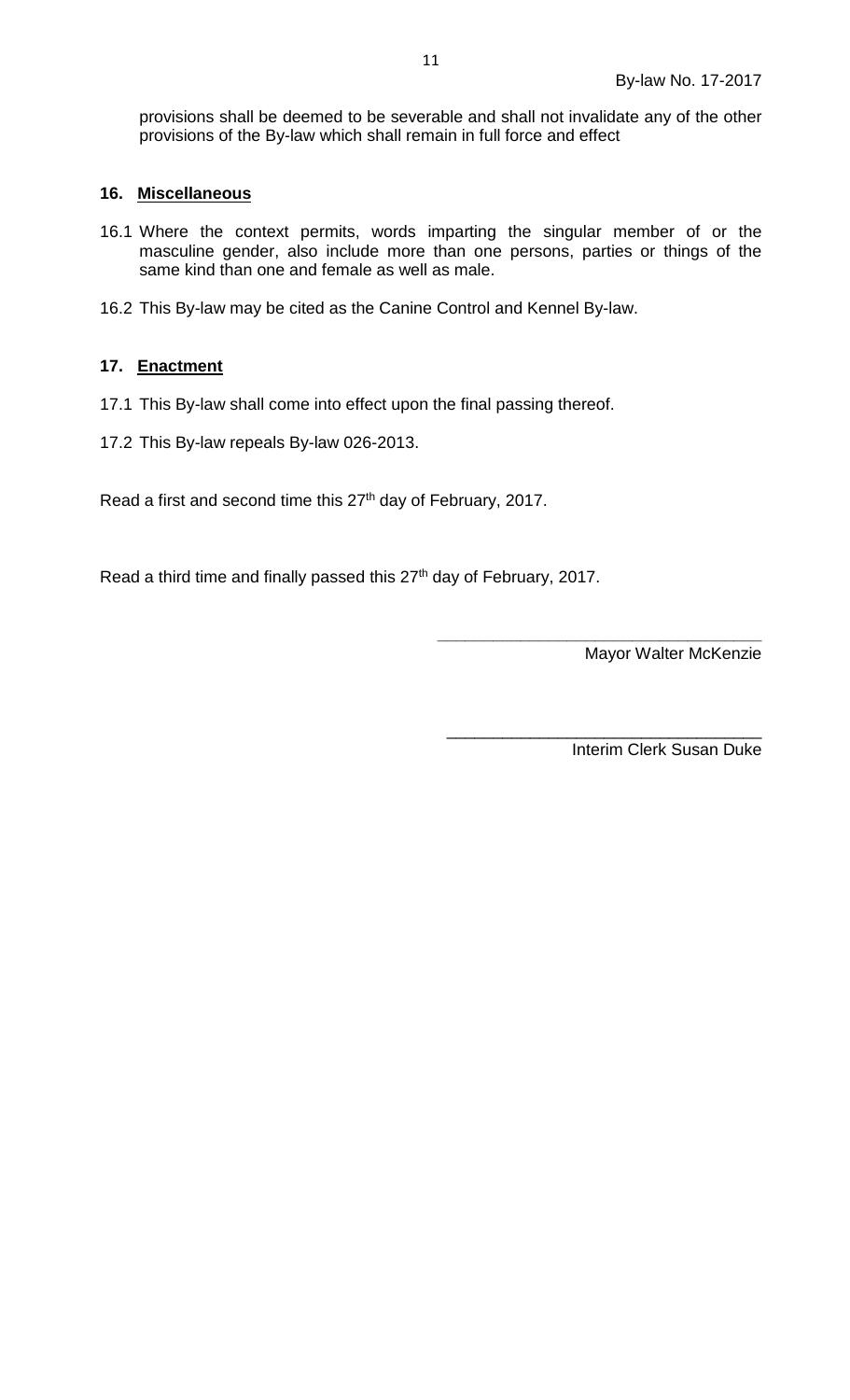provisions shall be deemed to be severable and shall not invalidate any of the other provisions of the By-law which shall remain in full force and effect

## 16. Miscellaneous

16.1 Where the context permits, words imparting the singular member of or the masculine gender, also include more than one persons, parties or things of the same kind than one and female as well as male.

16.2 This By-law may be cited as the Canine Control and Kennel By-law.

## 17. Enactment

17.1 This By-law shall come into effect upon the final passing thereof.

17.2 This By-law repeals By-law 026-2013.

Read a first and second time this 27th day of February, 2017.

Read a third time and finally passed this 27th day of February, 2017.

\_\_\_\_\_\_\_\_\_\_\_\_\_\_\_\_\_\_\_\_\_\_\_\_\_\_\_\_\_\_\_\_\_\_\_

Mayor Walter McKenzie

\_\_\_\_\_\_\_\_\_\_\_\_\_\_\_\_\_\_\_\_\_\_\_\_\_\_\_\_\_\_\_\_\_\_\_

Interim Clerk Susan Duke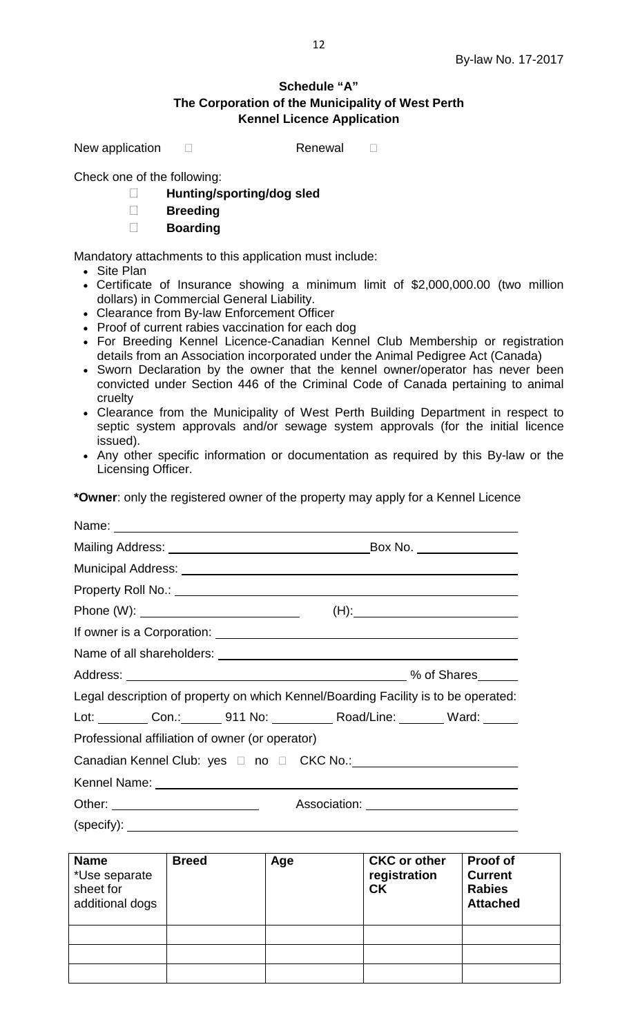**Schedule "A"**
**The Corporation of the Municipality of West Perth**
**Kennel Licence Application**

New application ☐ Renewal ☐

Check one of the following:

- ☐ **Hunting/sporting/dog sled**
- ☐ **Breeding**
- ☐ **Boarding**

Mandatory attachments to this application must include:

- Site Plan
- Certificate of Insurance showing a minimum limit of $2,000,000.00 (two million dollars) in Commercial General Liability.
- Clearance from By-law Enforcement Officer
- Proof of current rabies vaccination for each dog
- For Breeding Kennel Licence-Canadian Kennel Club Membership or registration details from an Association incorporated under the Animal Pedigree Act (Canada)
- Sworn Declaration by the owner that the kennel owner/operator has never been convicted under Section 446 of the Criminal Code of Canada pertaining to animal cruelty
- Clearance from the Municipality of West Perth Building Department in respect to septic system approvals and/or sewage system approvals (for the initial licence issued).
- Any other specific information or documentation as required by this By-law or the Licensing Officer.

**\*Owner**: only the registered owner of the property may apply for a Kennel Licence

Name: ______________________________________________

Mailing Address: ______________________________ Box No. _______________

Municipal Address: ______________________________________________

Property Roll No.: ______________________________________________

Phone (W): _______________________ (H): _______________________

If owner is a Corporation: ______________________________________________

Name of all shareholders: ______________________________________________

Address: ______________________________________________ % of Shares______

Legal description of property on which Kennel/Boarding Facility is to be operated:

Lot: ________ Con.:______ 911 No: _________ Road/Line: _______ Ward: _____

Professional affiliation of owner (or operator)

Canadian Kennel Club: yes ☐ no ☐ CKC No.: _______________________

Kennel Name: ______________________________________________

Other: ______________________ Association: ______________________

(specify): ______________________________________________

| **Name** *Use separate sheet for additional dogs | **Breed** | **Age** | **CKC or other registration CK** | **Proof of Current Rabies Attached** |
|---|---|---|---|---|
| | | | | |
| | | | | |
| | | | | |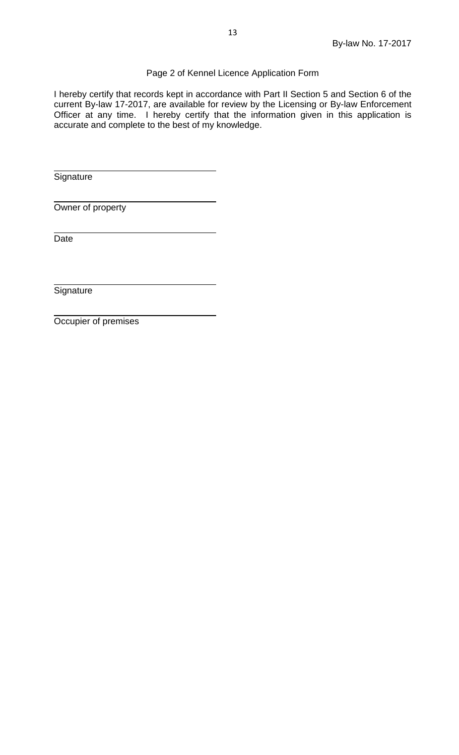Page 2 of Kennel Licence Application Form

I hereby certify that records kept in accordance with Part II Section 5 and Section 6 of the current By-law 17-2017, are available for review by the Licensing or By-law Enforcement Officer at any time. I hereby certify that the information given in this application is accurate and complete to the best of my knowledge.

\_\_\_\_\_\_\_\_\_\_\_\_\_\_\_\_\_\_\_\_\_\_\_\_\_\_\_\_\_\_
Signature

\_\_\_\_\_\_\_\_\_\_\_\_\_\_\_\_\_\_\_\_\_\_\_\_\_\_\_\_\_\_
Owner of property

\_\_\_\_\_\_\_\_\_\_\_\_\_\_\_\_\_\_\_\_\_\_\_\_\_\_\_\_\_\_
Date

\_\_\_\_\_\_\_\_\_\_\_\_\_\_\_\_\_\_\_\_\_\_\_\_\_\_\_\_\_\_
Signature

\_\_\_\_\_\_\_\_\_\_\_\_\_\_\_\_\_\_\_\_\_\_\_\_\_\_\_\_\_\_
Occupier of premises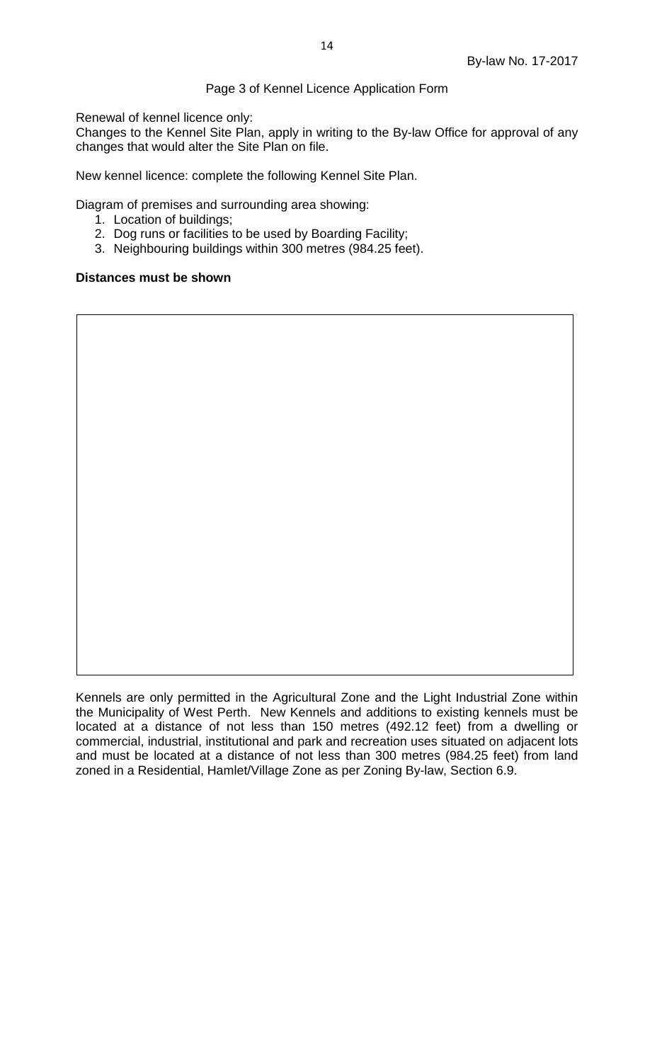Page 3 of Kennel Licence Application Form

Renewal of kennel licence only:
Changes to the Kennel Site Plan, apply in writing to the By-law Office for approval of any changes that would alter the Site Plan on file.

New kennel licence: complete the following Kennel Site Plan.

Diagram of premises and surrounding area showing:

1. Location of buildings;
2. Dog runs or facilities to be used by Boarding Facility;
3. Neighbouring buildings within 300 metres (984.25 feet).

**Distances must be shown**

Kennels are only permitted in the Agricultural Zone and the Light Industrial Zone within the Municipality of West Perth. New Kennels and additions to existing kennels must be located at a distance of not less than 150 metres (492.12 feet) from a dwelling or commercial, industrial, institutional and park and recreation uses situated on adjacent lots and must be located at a distance of not less than 300 metres (984.25 feet) from land zoned in a Residential, Hamlet/Village Zone as per Zoning By-law, Section 6.9.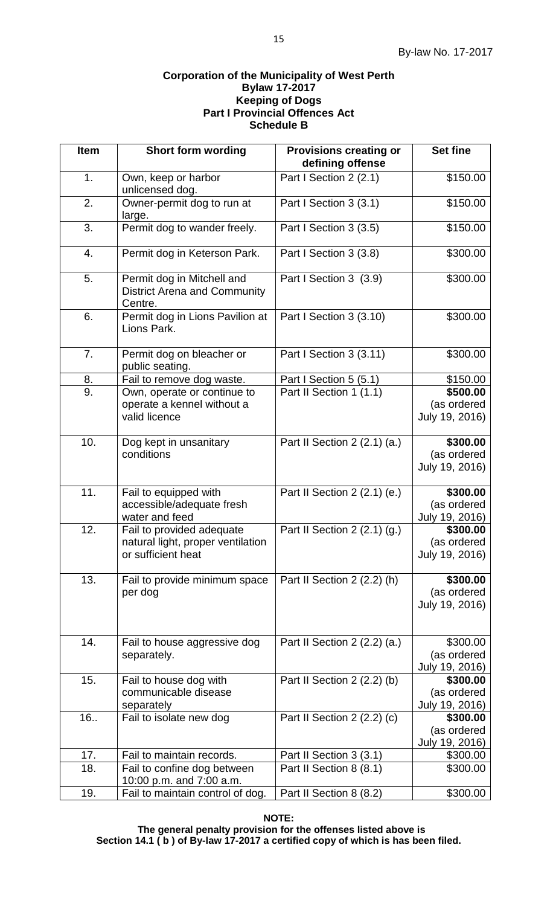**Corporation of the Municipality of West Perth**
**Bylaw 17-2017**
**Keeping of Dogs**
**Part I Provincial Offences Act**
**Schedule B**

| Item | Short form wording | Provisions creating or defining offense | Set fine |
|---|---|---|---|
| 1. | Own, keep or harbor unlicensed dog. | Part I Section 2 (2.1) | $150.00 |
| 2. | Owner-permit dog to run at large. | Part I Section 3 (3.1) | $150.00 |
| 3. | Permit dog to wander freely. | Part I Section 3 (3.5) | $150.00 |
| 4. | Permit dog in Keterson Park. | Part I Section 3 (3.8) | $300.00 |
| 5. | Permit dog in Mitchell and District Arena and Community Centre. | Part I Section 3 (3.9) | $300.00 |
| 6. | Permit dog in Lions Pavilion at Lions Park. | Part I Section 3 (3.10) | $300.00 |
| 7. | Permit dog on bleacher or public seating. | Part I Section 3 (3.11) | $300.00 |
| 8. | Fail to remove dog waste. | Part I Section 5 (5.1) | $150.00 |
| 9. | Own, operate or continue to operate a kennel without a valid licence | Part II Section 1 (1.1) | **$500.00** (as ordered July 19, 2016) |
| 10. | Dog kept in unsanitary conditions | Part II Section 2 (2.1) (a.) | **$300.00** (as ordered July 19, 2016) |
| 11. | Fail to equipped with accessible/adequate fresh water and feed | Part II Section 2 (2.1) (e.) | **$300.00** (as ordered July 19, 2016) |
| 12. | Fail to provided adequate natural light, proper ventilation or sufficient heat | Part II Section 2 (2.1) (g.) | **$300.00** (as ordered July 19, 2016) |
| 13. | Fail to provide minimum space per dog | Part II Section 2 (2.2) (h) | **$300.00** (as ordered July 19, 2016) |
| 14. | Fail to house aggressive dog separately. | Part II Section 2 (2.2) (a.) | $300.00 (as ordered July 19, 2016) |
| 15. | Fail to house dog with communicable disease separately | Part II Section 2 (2.2) (b) | **$300.00** (as ordered July 19, 2016) |
| 16.. | Fail to isolate new dog | Part II Section 2 (2.2) (c) | **$300.00** (as ordered July 19, 2016) |
| 17. | Fail to maintain records. | Part II Section 3 (3.1) | $300.00 |
| 18. | Fail to confine dog between 10:00 p.m. and 7:00 a.m. | Part II Section 8 (8.1) | $300.00 |
| 19. | Fail to maintain control of dog. | Part II Section 8 (8.2) | $300.00 |

**NOTE:**
**The general penalty provision for the offenses listed above is Section 14.1 ( b ) of By-law 17-2017 a certified copy of which is has been filed.**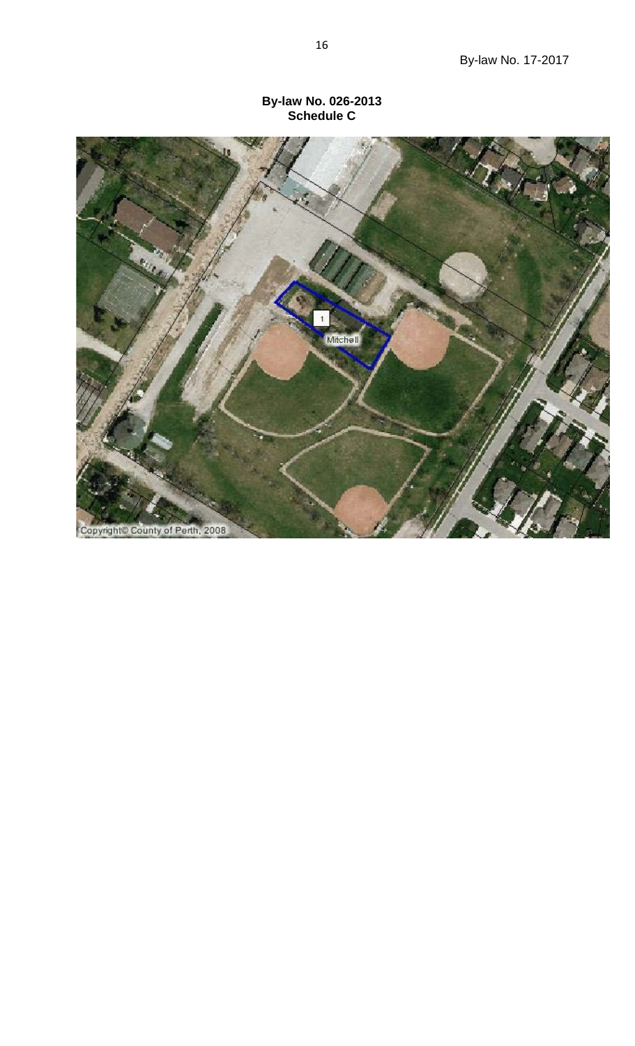**By-law No. 026-2013**
**Schedule C**

1

Mitchell

Copyright© County of Perth, 2008